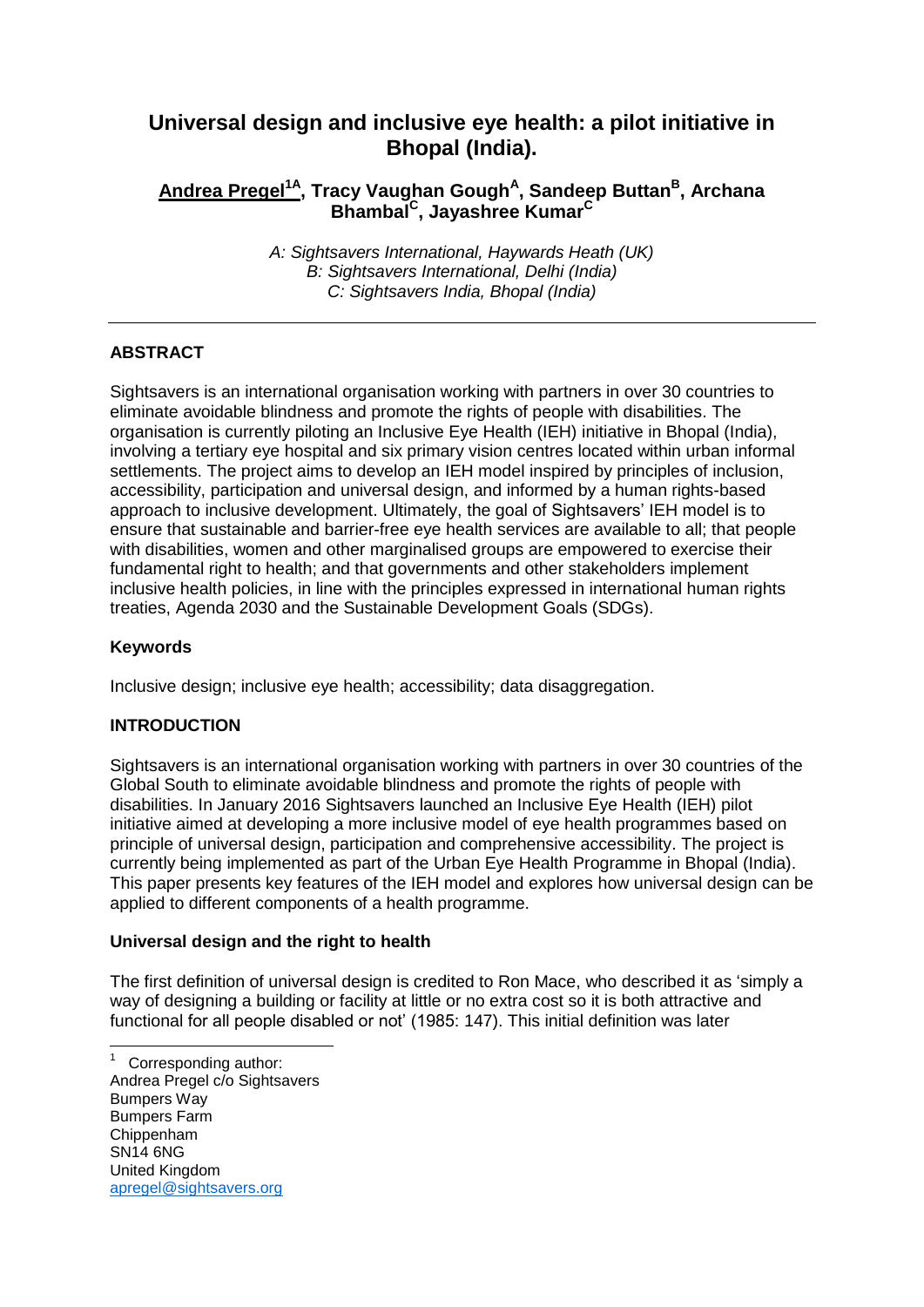# Universal design and inclusive eye health: a pilot initiative in Bhopal (India).

**Andrea Pregel[1A], Tracy Vaughan Gough[A], Sandeep Buttan[B], Archana Bhambal[C], Jayashree Kumar[C]**

*A: Sightsavers International, Haywards Heath (UK)*
*B: Sightsavers International, Delhi (India)*
*C: Sightsavers India, Bhopal (India)*

---

## ABSTRACT

Sightsavers is an international organisation working with partners in over 30 countries to eliminate avoidable blindness and promote the rights of people with disabilities. The organisation is currently piloting an Inclusive Eye Health (IEH) initiative in Bhopal (India), involving a tertiary eye hospital and six primary vision centres located within urban informal settlements. The project aims to develop an IEH model inspired by principles of inclusion, accessibility, participation and universal design, and informed by a human rights-based approach to inclusive development. Ultimately, the goal of Sightsavers' IEH model is to ensure that sustainable and barrier-free eye health services are available to all; that people with disabilities, women and other marginalised groups are empowered to exercise their fundamental right to health; and that governments and other stakeholders implement inclusive health policies, in line with the principles expressed in international human rights treaties, Agenda 2030 and the Sustainable Development Goals (SDGs).

### Keywords

Inclusive design; inclusive eye health; accessibility; data disaggregation.

## INTRODUCTION

Sightsavers is an international organisation working with partners in over 30 countries of the Global South to eliminate avoidable blindness and promote the rights of people with disabilities. In January 2016 Sightsavers launched an Inclusive Eye Health (IEH) pilot initiative aimed at developing a more inclusive model of eye health programmes based on principle of universal design, participation and comprehensive accessibility. The project is currently being implemented as part of the Urban Eye Health Programme in Bhopal (India). This paper presents key features of the IEH model and explores how universal design can be applied to different components of a health programme.

### Universal design and the right to health

The first definition of universal design is credited to Ron Mace, who described it as 'simply a way of designing a building or facility at little or no extra cost so it is both attractive and functional for all people disabled or not' (1985: 147). This initial definition was later

---

[1] Corresponding author:
Andrea Pregel c/o Sightsavers
Bumpers Way
Bumpers Farm
Chippenham
SN14 6NG
United Kingdom
apregel@sightsavers.org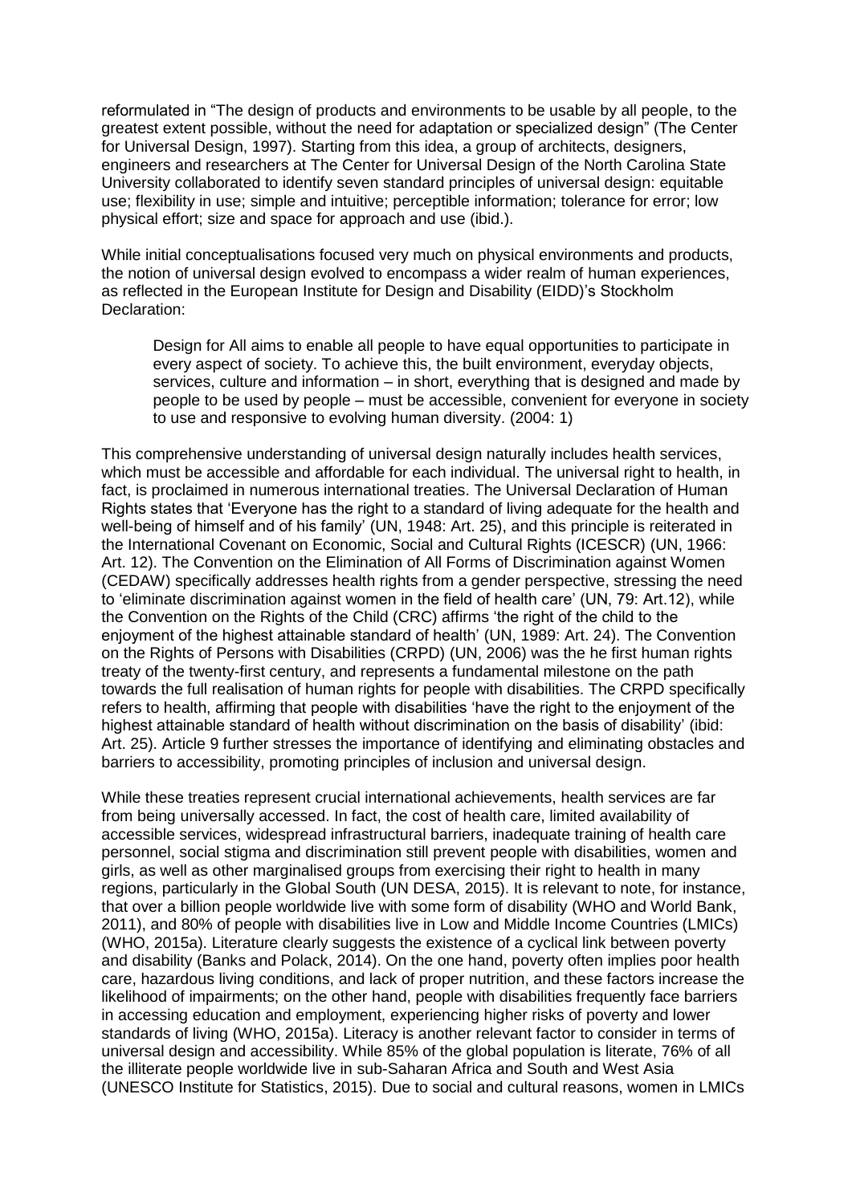reformulated in "The design of products and environments to be usable by all people, to the greatest extent possible, without the need for adaptation or specialized design" (The Center for Universal Design, 1997). Starting from this idea, a group of architects, designers, engineers and researchers at The Center for Universal Design of the North Carolina State University collaborated to identify seven standard principles of universal design: equitable use; flexibility in use; simple and intuitive; perceptible information; tolerance for error; low physical effort; size and space for approach and use (ibid.).

While initial conceptualisations focused very much on physical environments and products, the notion of universal design evolved to encompass a wider realm of human experiences, as reflected in the European Institute for Design and Disability (EIDD)'s Stockholm Declaration:

> Design for All aims to enable all people to have equal opportunities to participate in every aspect of society. To achieve this, the built environment, everyday objects, services, culture and information – in short, everything that is designed and made by people to be used by people – must be accessible, convenient for everyone in society to use and responsive to evolving human diversity. (2004: 1)

This comprehensive understanding of universal design naturally includes health services, which must be accessible and affordable for each individual. The universal right to health, in fact, is proclaimed in numerous international treaties. The Universal Declaration of Human Rights states that 'Everyone has the right to a standard of living adequate for the health and well-being of himself and of his family' (UN, 1948: Art. 25), and this principle is reiterated in the International Covenant on Economic, Social and Cultural Rights (ICESCR) (UN, 1966: Art. 12). The Convention on the Elimination of All Forms of Discrimination against Women (CEDAW) specifically addresses health rights from a gender perspective, stressing the need to 'eliminate discrimination against women in the field of health care' (UN, 79: Art.12), while the Convention on the Rights of the Child (CRC) affirms 'the right of the child to the enjoyment of the highest attainable standard of health' (UN, 1989: Art. 24). The Convention on the Rights of Persons with Disabilities (CRPD) (UN, 2006) was the he first human rights treaty of the twenty-first century, and represents a fundamental milestone on the path towards the full realisation of human rights for people with disabilities. The CRPD specifically refers to health, affirming that people with disabilities 'have the right to the enjoyment of the highest attainable standard of health without discrimination on the basis of disability' (ibid: Art. 25). Article 9 further stresses the importance of identifying and eliminating obstacles and barriers to accessibility, promoting principles of inclusion and universal design.

While these treaties represent crucial international achievements, health services are far from being universally accessed. In fact, the cost of health care, limited availability of accessible services, widespread infrastructural barriers, inadequate training of health care personnel, social stigma and discrimination still prevent people with disabilities, women and girls, as well as other marginalised groups from exercising their right to health in many regions, particularly in the Global South (UN DESA, 2015). It is relevant to note, for instance, that over a billion people worldwide live with some form of disability (WHO and World Bank, 2011), and 80% of people with disabilities live in Low and Middle Income Countries (LMICs) (WHO, 2015a). Literature clearly suggests the existence of a cyclical link between poverty and disability (Banks and Polack, 2014). On the one hand, poverty often implies poor health care, hazardous living conditions, and lack of proper nutrition, and these factors increase the likelihood of impairments; on the other hand, people with disabilities frequently face barriers in accessing education and employment, experiencing higher risks of poverty and lower standards of living (WHO, 2015a). Literacy is another relevant factor to consider in terms of universal design and accessibility. While 85% of the global population is literate, 76% of all the illiterate people worldwide live in sub-Saharan Africa and South and West Asia (UNESCO Institute for Statistics, 2015). Due to social and cultural reasons, women in LMICs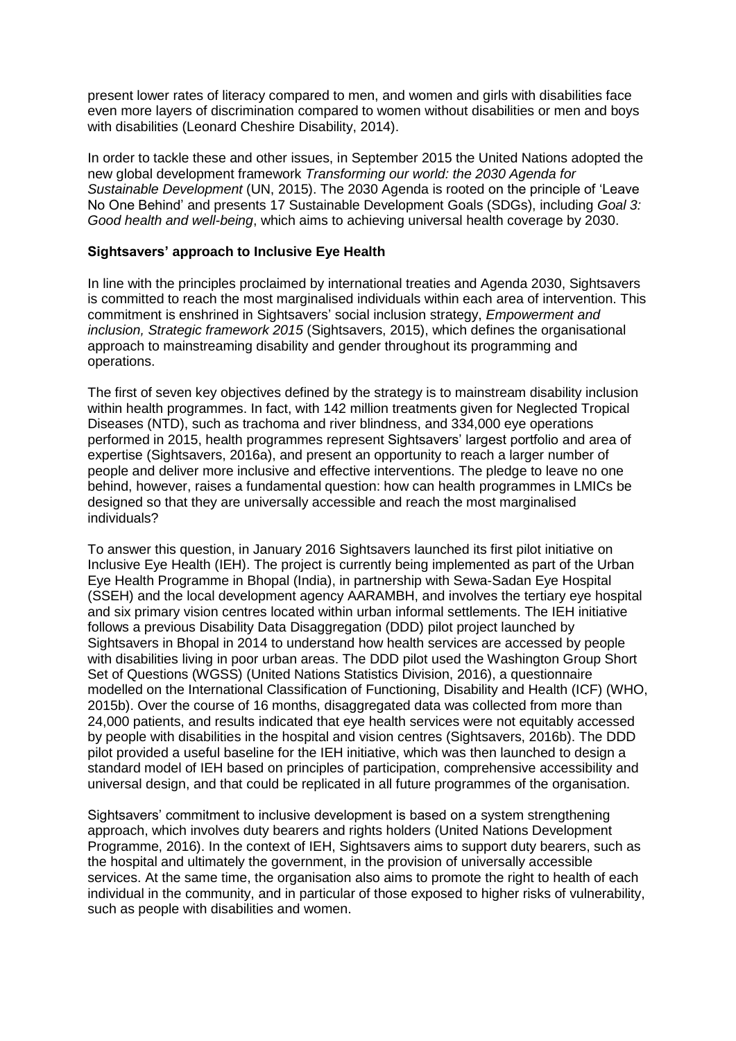present lower rates of literacy compared to men, and women and girls with disabilities face even more layers of discrimination compared to women without disabilities or men and boys with disabilities (Leonard Cheshire Disability, 2014).

In order to tackle these and other issues, in September 2015 the United Nations adopted the new global development framework *Transforming our world: the 2030 Agenda for Sustainable Development* (UN, 2015). The 2030 Agenda is rooted on the principle of 'Leave No One Behind' and presents 17 Sustainable Development Goals (SDGs), including *Goal 3: Good health and well-being*, which aims to achieving universal health coverage by 2030.

**Sightsavers' approach to Inclusive Eye Health**

In line with the principles proclaimed by international treaties and Agenda 2030, Sightsavers is committed to reach the most marginalised individuals within each area of intervention. This commitment is enshrined in Sightsavers' social inclusion strategy, *Empowerment and inclusion, Strategic framework 2015* (Sightsavers, 2015), which defines the organisational approach to mainstreaming disability and gender throughout its programming and operations.

The first of seven key objectives defined by the strategy is to mainstream disability inclusion within health programmes. In fact, with 142 million treatments given for Neglected Tropical Diseases (NTD), such as trachoma and river blindness, and 334,000 eye operations performed in 2015, health programmes represent Sightsavers' largest portfolio and area of expertise (Sightsavers, 2016a), and present an opportunity to reach a larger number of people and deliver more inclusive and effective interventions. The pledge to leave no one behind, however, raises a fundamental question: how can health programmes in LMICs be designed so that they are universally accessible and reach the most marginalised individuals?

To answer this question, in January 2016 Sightsavers launched its first pilot initiative on Inclusive Eye Health (IEH). The project is currently being implemented as part of the Urban Eye Health Programme in Bhopal (India), in partnership with Sewa-Sadan Eye Hospital (SSEH) and the local development agency AARAMBH, and involves the tertiary eye hospital and six primary vision centres located within urban informal settlements. The IEH initiative follows a previous Disability Data Disaggregation (DDD) pilot project launched by Sightsavers in Bhopal in 2014 to understand how health services are accessed by people with disabilities living in poor urban areas. The DDD pilot used the Washington Group Short Set of Questions (WGSS) (United Nations Statistics Division, 2016), a questionnaire modelled on the International Classification of Functioning, Disability and Health (ICF) (WHO, 2015b). Over the course of 16 months, disaggregated data was collected from more than 24,000 patients, and results indicated that eye health services were not equitably accessed by people with disabilities in the hospital and vision centres (Sightsavers, 2016b). The DDD pilot provided a useful baseline for the IEH initiative, which was then launched to design a standard model of IEH based on principles of participation, comprehensive accessibility and universal design, and that could be replicated in all future programmes of the organisation.

Sightsavers' commitment to inclusive development is based on a system strengthening approach, which involves duty bearers and rights holders (United Nations Development Programme, 2016). In the context of IEH, Sightsavers aims to support duty bearers, such as the hospital and ultimately the government, in the provision of universally accessible services. At the same time, the organisation also aims to promote the right to health of each individual in the community, and in particular of those exposed to higher risks of vulnerability, such as people with disabilities and women.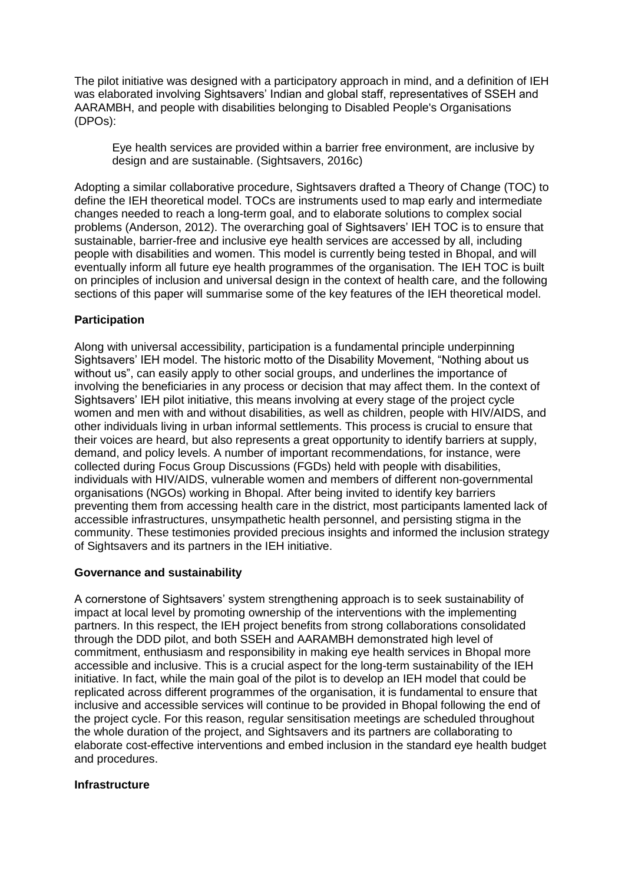The pilot initiative was designed with a participatory approach in mind, and a definition of IEH was elaborated involving Sightsavers' Indian and global staff, representatives of SSEH and AARAMBH, and people with disabilities belonging to Disabled People's Organisations (DPOs):

> Eye health services are provided within a barrier free environment, are inclusive by design and are sustainable. (Sightsavers, 2016c)

Adopting a similar collaborative procedure, Sightsavers drafted a Theory of Change (TOC) to define the IEH theoretical model. TOCs are instruments used to map early and intermediate changes needed to reach a long-term goal, and to elaborate solutions to complex social problems (Anderson, 2012). The overarching goal of Sightsavers' IEH TOC is to ensure that sustainable, barrier-free and inclusive eye health services are accessed by all, including people with disabilities and women. This model is currently being tested in Bhopal, and will eventually inform all future eye health programmes of the organisation. The IEH TOC is built on principles of inclusion and universal design in the context of health care, and the following sections of this paper will summarise some of the key features of the IEH theoretical model.

**Participation**

Along with universal accessibility, participation is a fundamental principle underpinning Sightsavers' IEH model. The historic motto of the Disability Movement, "Nothing about us without us", can easily apply to other social groups, and underlines the importance of involving the beneficiaries in any process or decision that may affect them. In the context of Sightsavers' IEH pilot initiative, this means involving at every stage of the project cycle women and men with and without disabilities, as well as children, people with HIV/AIDS, and other individuals living in urban informal settlements. This process is crucial to ensure that their voices are heard, but also represents a great opportunity to identify barriers at supply, demand, and policy levels. A number of important recommendations, for instance, were collected during Focus Group Discussions (FGDs) held with people with disabilities, individuals with HIV/AIDS, vulnerable women and members of different non-governmental organisations (NGOs) working in Bhopal. After being invited to identify key barriers preventing them from accessing health care in the district, most participants lamented lack of accessible infrastructures, unsympathetic health personnel, and persisting stigma in the community. These testimonies provided precious insights and informed the inclusion strategy of Sightsavers and its partners in the IEH initiative.

**Governance and sustainability**

A cornerstone of Sightsavers' system strengthening approach is to seek sustainability of impact at local level by promoting ownership of the interventions with the implementing partners. In this respect, the IEH project benefits from strong collaborations consolidated through the DDD pilot, and both SSEH and AARAMBH demonstrated high level of commitment, enthusiasm and responsibility in making eye health services in Bhopal more accessible and inclusive. This is a crucial aspect for the long-term sustainability of the IEH initiative. In fact, while the main goal of the pilot is to develop an IEH model that could be replicated across different programmes of the organisation, it is fundamental to ensure that inclusive and accessible services will continue to be provided in Bhopal following the end of the project cycle. For this reason, regular sensitisation meetings are scheduled throughout the whole duration of the project, and Sightsavers and its partners are collaborating to elaborate cost-effective interventions and embed inclusion in the standard eye health budget and procedures.

**Infrastructure**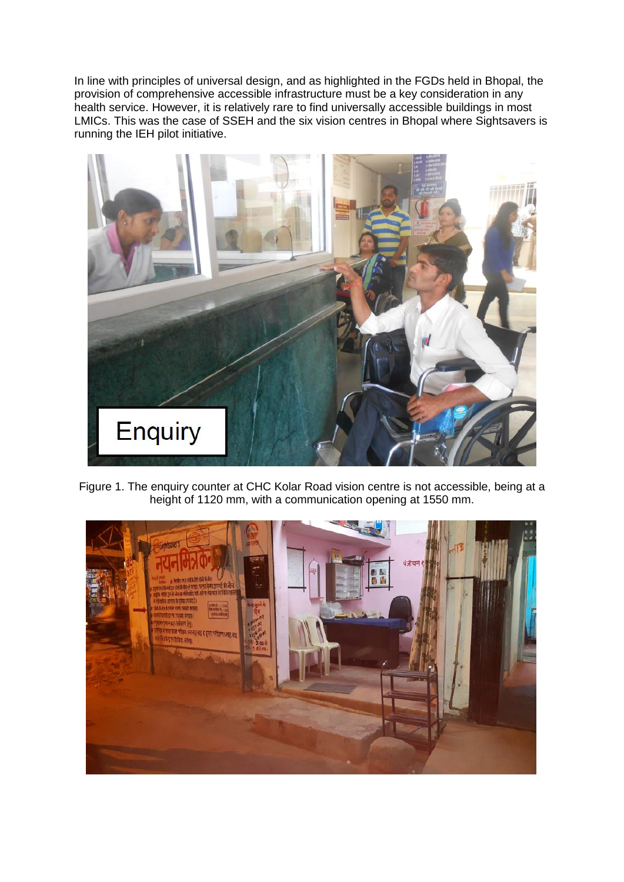In line with principles of universal design, and as highlighted in the FGDs held in Bhopal, the provision of comprehensive accessible infrastructure must be a key consideration in any health service. However, it is relatively rare to find universally accessible buildings in most LMICs. This was the case of SSEH and the six vision centres in Bhopal where Sightsavers is running the IEH pilot initiative.

Figure 1. The enquiry counter at CHC Kolar Road vision centre is not accessible, being at a height of 1120 mm, with a communication opening at 1550 mm.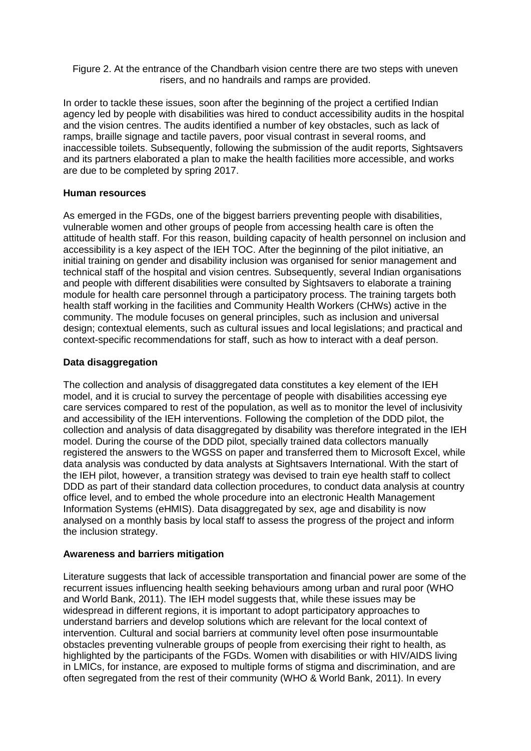Figure 2. At the entrance of the Chandbarh vision centre there are two steps with uneven risers, and no handrails and ramps are provided.

In order to tackle these issues, soon after the beginning of the project a certified Indian agency led by people with disabilities was hired to conduct accessibility audits in the hospital and the vision centres. The audits identified a number of key obstacles, such as lack of ramps, braille signage and tactile pavers, poor visual contrast in several rooms, and inaccessible toilets. Subsequently, following the submission of the audit reports, Sightsavers and its partners elaborated a plan to make the health facilities more accessible, and works are due to be completed by spring 2017.

**Human resources**

As emerged in the FGDs, one of the biggest barriers preventing people with disabilities, vulnerable women and other groups of people from accessing health care is often the attitude of health staff. For this reason, building capacity of health personnel on inclusion and accessibility is a key aspect of the IEH TOC. After the beginning of the pilot initiative, an initial training on gender and disability inclusion was organised for senior management and technical staff of the hospital and vision centres. Subsequently, several Indian organisations and people with different disabilities were consulted by Sightsavers to elaborate a training module for health care personnel through a participatory process. The training targets both health staff working in the facilities and Community Health Workers (CHWs) active in the community. The module focuses on general principles, such as inclusion and universal design; contextual elements, such as cultural issues and local legislations; and practical and context-specific recommendations for staff, such as how to interact with a deaf person.

**Data disaggregation**

The collection and analysis of disaggregated data constitutes a key element of the IEH model, and it is crucial to survey the percentage of people with disabilities accessing eye care services compared to rest of the population, as well as to monitor the level of inclusivity and accessibility of the IEH interventions. Following the completion of the DDD pilot, the collection and analysis of data disaggregated by disability was therefore integrated in the IEH model. During the course of the DDD pilot, specially trained data collectors manually registered the answers to the WGSS on paper and transferred them to Microsoft Excel, while data analysis was conducted by data analysts at Sightsavers International. With the start of the IEH pilot, however, a transition strategy was devised to train eye health staff to collect DDD as part of their standard data collection procedures, to conduct data analysis at country office level, and to embed the whole procedure into an electronic Health Management Information Systems (eHMIS). Data disaggregated by sex, age and disability is now analysed on a monthly basis by local staff to assess the progress of the project and inform the inclusion strategy.

**Awareness and barriers mitigation**

Literature suggests that lack of accessible transportation and financial power are some of the recurrent issues influencing health seeking behaviours among urban and rural poor (WHO and World Bank, 2011). The IEH model suggests that, while these issues may be widespread in different regions, it is important to adopt participatory approaches to understand barriers and develop solutions which are relevant for the local context of intervention. Cultural and social barriers at community level often pose insurmountable obstacles preventing vulnerable groups of people from exercising their right to health, as highlighted by the participants of the FGDs. Women with disabilities or with HIV/AIDS living in LMICs, for instance, are exposed to multiple forms of stigma and discrimination, and are often segregated from the rest of their community (WHO & World Bank, 2011). In every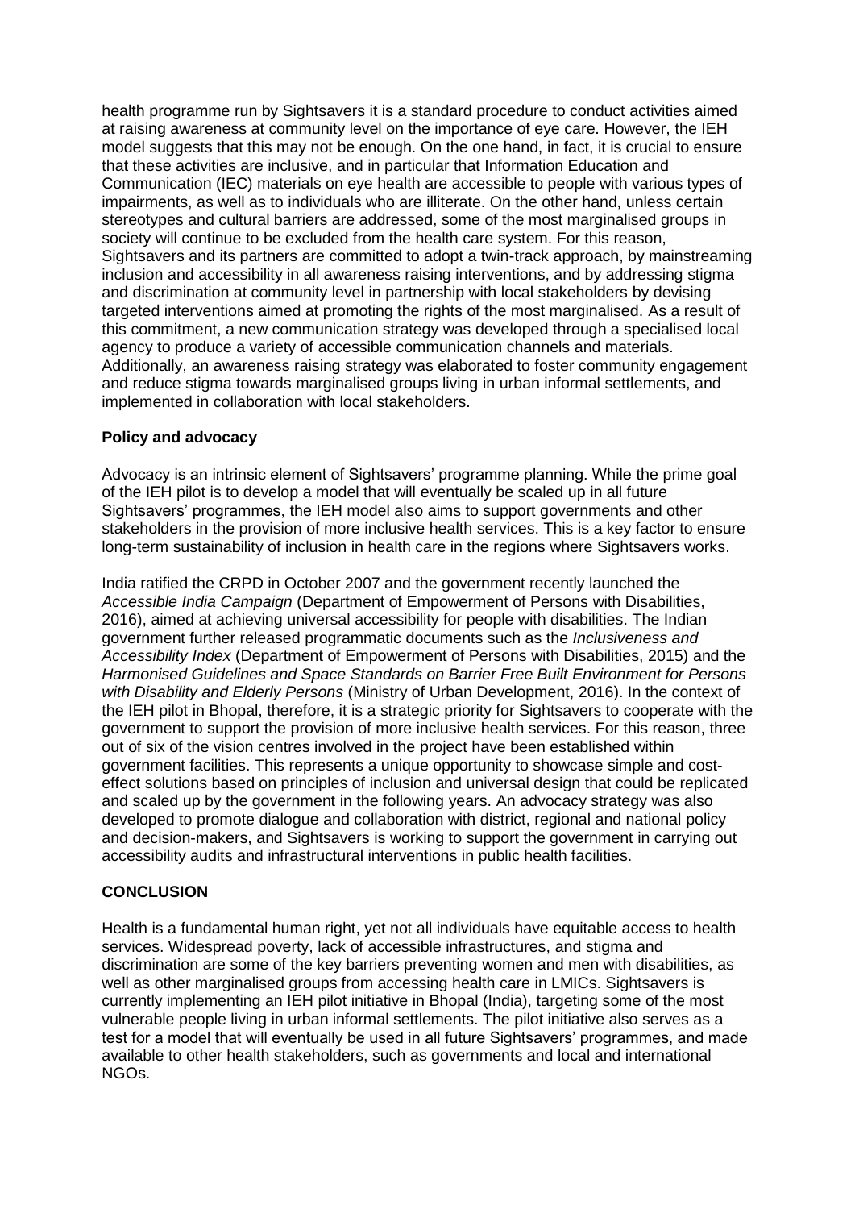health programme run by Sightsavers it is a standard procedure to conduct activities aimed at raising awareness at community level on the importance of eye care. However, the IEH model suggests that this may not be enough. On the one hand, in fact, it is crucial to ensure that these activities are inclusive, and in particular that Information Education and Communication (IEC) materials on eye health are accessible to people with various types of impairments, as well as to individuals who are illiterate. On the other hand, unless certain stereotypes and cultural barriers are addressed, some of the most marginalised groups in society will continue to be excluded from the health care system. For this reason, Sightsavers and its partners are committed to adopt a twin-track approach, by mainstreaming inclusion and accessibility in all awareness raising interventions, and by addressing stigma and discrimination at community level in partnership with local stakeholders by devising targeted interventions aimed at promoting the rights of the most marginalised. As a result of this commitment, a new communication strategy was developed through a specialised local agency to produce a variety of accessible communication channels and materials. Additionally, an awareness raising strategy was elaborated to foster community engagement and reduce stigma towards marginalised groups living in urban informal settlements, and implemented in collaboration with local stakeholders.

### Policy and advocacy

Advocacy is an intrinsic element of Sightsavers' programme planning. While the prime goal of the IEH pilot is to develop a model that will eventually be scaled up in all future Sightsavers' programmes, the IEH model also aims to support governments and other stakeholders in the provision of more inclusive health services. This is a key factor to ensure long-term sustainability of inclusion in health care in the regions where Sightsavers works.

India ratified the CRPD in October 2007 and the government recently launched the *Accessible India Campaign* (Department of Empowerment of Persons with Disabilities, 2016), aimed at achieving universal accessibility for people with disabilities. The Indian government further released programmatic documents such as the *Inclusiveness and Accessibility Index* (Department of Empowerment of Persons with Disabilities, 2015) and the *Harmonised Guidelines and Space Standards on Barrier Free Built Environment for Persons with Disability and Elderly Persons* (Ministry of Urban Development, 2016). In the context of the IEH pilot in Bhopal, therefore, it is a strategic priority for Sightsavers to cooperate with the government to support the provision of more inclusive health services. For this reason, three out of six of the vision centres involved in the project have been established within government facilities. This represents a unique opportunity to showcase simple and cost-effect solutions based on principles of inclusion and universal design that could be replicated and scaled up by the government in the following years. An advocacy strategy was also developed to promote dialogue and collaboration with district, regional and national policy and decision-makers, and Sightsavers is working to support the government in carrying out accessibility audits and infrastructural interventions in public health facilities.

## CONCLUSION

Health is a fundamental human right, yet not all individuals have equitable access to health services. Widespread poverty, lack of accessible infrastructures, and stigma and discrimination are some of the key barriers preventing women and men with disabilities, as well as other marginalised groups from accessing health care in LMICs. Sightsavers is currently implementing an IEH pilot initiative in Bhopal (India), targeting some of the most vulnerable people living in urban informal settlements. The pilot initiative also serves as a test for a model that will eventually be used in all future Sightsavers' programmes, and made available to other health stakeholders, such as governments and local and international NGOs.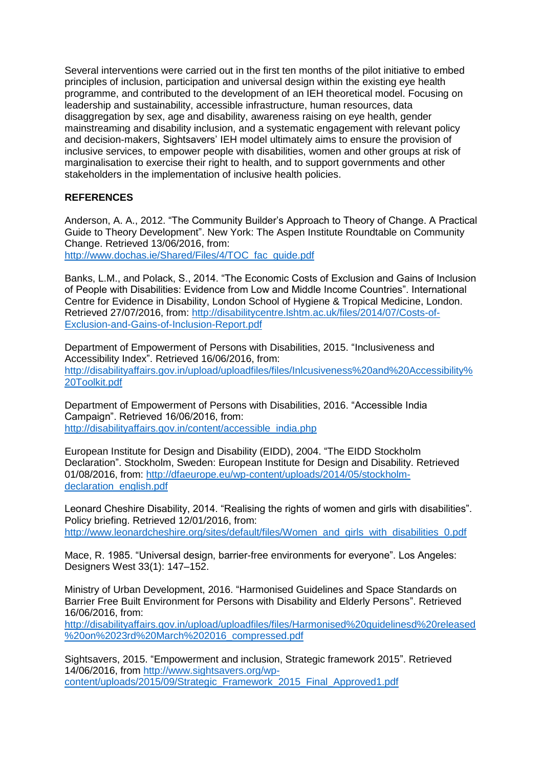Several interventions were carried out in the first ten months of the pilot initiative to embed principles of inclusion, participation and universal design within the existing eye health programme, and contributed to the development of an IEH theoretical model. Focusing on leadership and sustainability, accessible infrastructure, human resources, data disaggregation by sex, age and disability, awareness raising on eye health, gender mainstreaming and disability inclusion, and a systematic engagement with relevant policy and decision-makers, Sightsavers' IEH model ultimately aims to ensure the provision of inclusive services, to empower people with disabilities, women and other groups at risk of marginalisation to exercise their right to health, and to support governments and other stakeholders in the implementation of inclusive health policies.

## REFERENCES

Anderson, A. A., 2012. "The Community Builder's Approach to Theory of Change. A Practical Guide to Theory Development". New York: The Aspen Institute Roundtable on Community Change. Retrieved 13/06/2016, from: http://www.dochas.ie/Shared/Files/4/TOC_fac_guide.pdf

Banks, L.M., and Polack, S., 2014. "The Economic Costs of Exclusion and Gains of Inclusion of People with Disabilities: Evidence from Low and Middle Income Countries". International Centre for Evidence in Disability, London School of Hygiene & Tropical Medicine, London. Retrieved 27/07/2016, from: http://disabilitycentre.lshtm.ac.uk/files/2014/07/Costs-of-Exclusion-and-Gains-of-Inclusion-Report.pdf

Department of Empowerment of Persons with Disabilities, 2015. "Inclusiveness and Accessibility Index". Retrieved 16/06/2016, from: http://disabilityaffairs.gov.in/upload/uploadfiles/files/Inlcusiveness%20and%20Accessibility%20Toolkit.pdf

Department of Empowerment of Persons with Disabilities, 2016. "Accessible India Campaign". Retrieved 16/06/2016, from: http://disabilityaffairs.gov.in/content/accessible_india.php

European Institute for Design and Disability (EIDD), 2004. "The EIDD Stockholm Declaration". Stockholm, Sweden: European Institute for Design and Disability. Retrieved 01/08/2016, from: http://dfaeurope.eu/wp-content/uploads/2014/05/stockholm-declaration_english.pdf

Leonard Cheshire Disability, 2014. "Realising the rights of women and girls with disabilities". Policy briefing. Retrieved 12/01/2016, from: http://www.leonardcheshire.org/sites/default/files/Women_and_girls_with_disabilities_0.pdf

Mace, R. 1985. "Universal design, barrier-free environments for everyone". Los Angeles: Designers West 33(1): 147–152.

Ministry of Urban Development, 2016. "Harmonised Guidelines and Space Standards on Barrier Free Built Environment for Persons with Disability and Elderly Persons". Retrieved 16/06/2016, from: http://disabilityaffairs.gov.in/upload/uploadfiles/files/Harmonised%20guidelinesd%20released%20on%2023rd%20March%202016_compressed.pdf

Sightsavers, 2015. "Empowerment and inclusion, Strategic framework 2015". Retrieved 14/06/2016, from http://www.sightsavers.org/wp-content/uploads/2015/09/Strategic_Framework_2015_Final_Approved1.pdf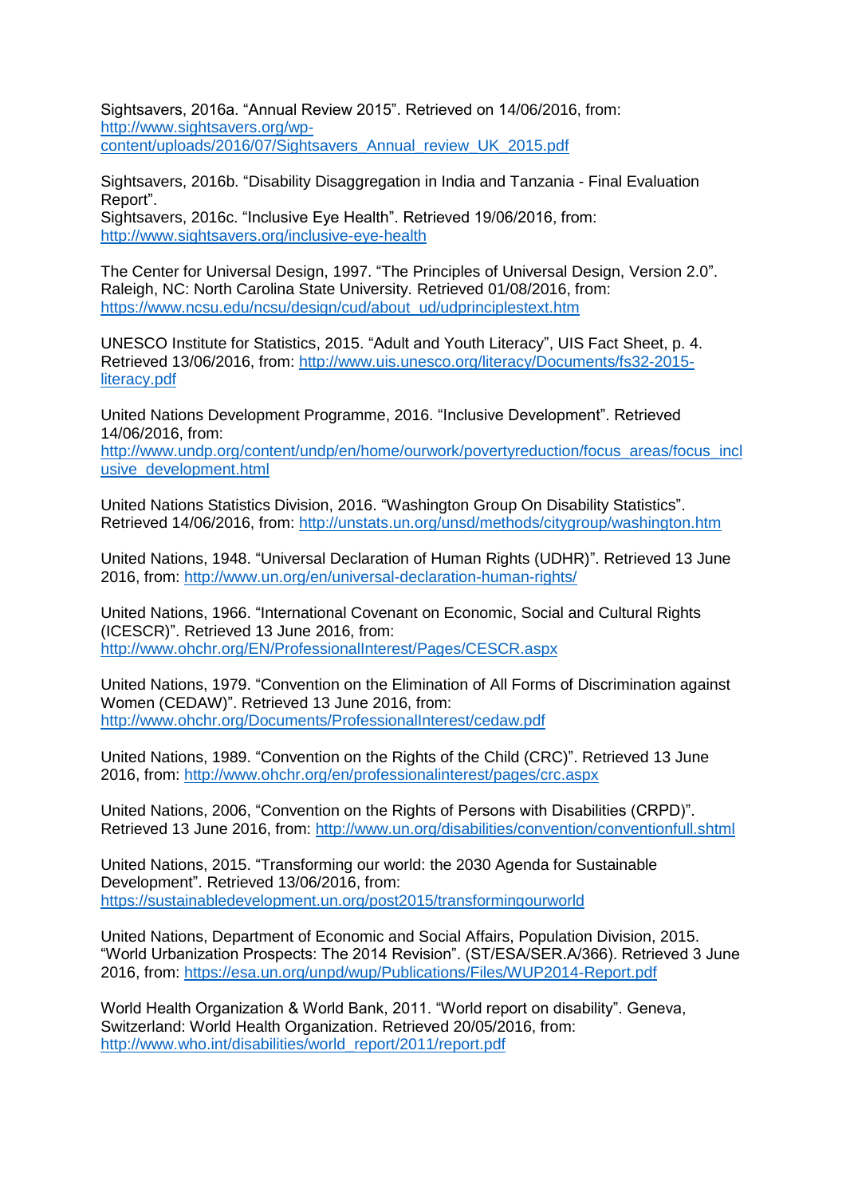Sightsavers, 2016a. “Annual Review 2015”. Retrieved on 14/06/2016, from: http://www.sightsavers.org/wp-content/uploads/2016/07/Sightsavers_Annual_review_UK_2015.pdf

Sightsavers, 2016b. “Disability Disaggregation in India and Tanzania - Final Evaluation Report”.
Sightsavers, 2016c. “Inclusive Eye Health”. Retrieved 19/06/2016, from: http://www.sightsavers.org/inclusive-eye-health

The Center for Universal Design, 1997. “The Principles of Universal Design, Version 2.0”. Raleigh, NC: North Carolina State University. Retrieved 01/08/2016, from: https://www.ncsu.edu/ncsu/design/cud/about_ud/udprinciplestext.htm

UNESCO Institute for Statistics, 2015. “Adult and Youth Literacy”, UIS Fact Sheet, p. 4. Retrieved 13/06/2016, from: http://www.uis.unesco.org/literacy/Documents/fs32-2015-literacy.pdf

United Nations Development Programme, 2016. “Inclusive Development”. Retrieved 14/06/2016, from: http://www.undp.org/content/undp/en/home/ourwork/povertyreduction/focus_areas/focus_inclusive_development.html

United Nations Statistics Division, 2016. “Washington Group On Disability Statistics”. Retrieved 14/06/2016, from: http://unstats.un.org/unsd/methods/citygroup/washington.htm

United Nations, 1948. “Universal Declaration of Human Rights (UDHR)”. Retrieved 13 June 2016, from: http://www.un.org/en/universal-declaration-human-rights/

United Nations, 1966. “International Covenant on Economic, Social and Cultural Rights (ICESCR)”. Retrieved 13 June 2016, from: http://www.ohchr.org/EN/ProfessionalInterest/Pages/CESCR.aspx

United Nations, 1979. “Convention on the Elimination of All Forms of Discrimination against Women (CEDAW)”. Retrieved 13 June 2016, from: http://www.ohchr.org/Documents/ProfessionalInterest/cedaw.pdf

United Nations, 1989. “Convention on the Rights of the Child (CRC)”. Retrieved 13 June 2016, from: http://www.ohchr.org/en/professionalinterest/pages/crc.aspx

United Nations, 2006, “Convention on the Rights of Persons with Disabilities (CRPD)”. Retrieved 13 June 2016, from: http://www.un.org/disabilities/convention/conventionfull.shtml

United Nations, 2015. “Transforming our world: the 2030 Agenda for Sustainable Development”. Retrieved 13/06/2016, from: https://sustainabledevelopment.un.org/post2015/transformingourworld

United Nations, Department of Economic and Social Affairs, Population Division, 2015. “World Urbanization Prospects: The 2014 Revision”. (ST/ESA/SER.A/366). Retrieved 3 June 2016, from: https://esa.un.org/unpd/wup/Publications/Files/WUP2014-Report.pdf

World Health Organization & World Bank, 2011. “World report on disability”. Geneva, Switzerland: World Health Organization. Retrieved 20/05/2016, from: http://www.who.int/disabilities/world_report/2011/report.pdf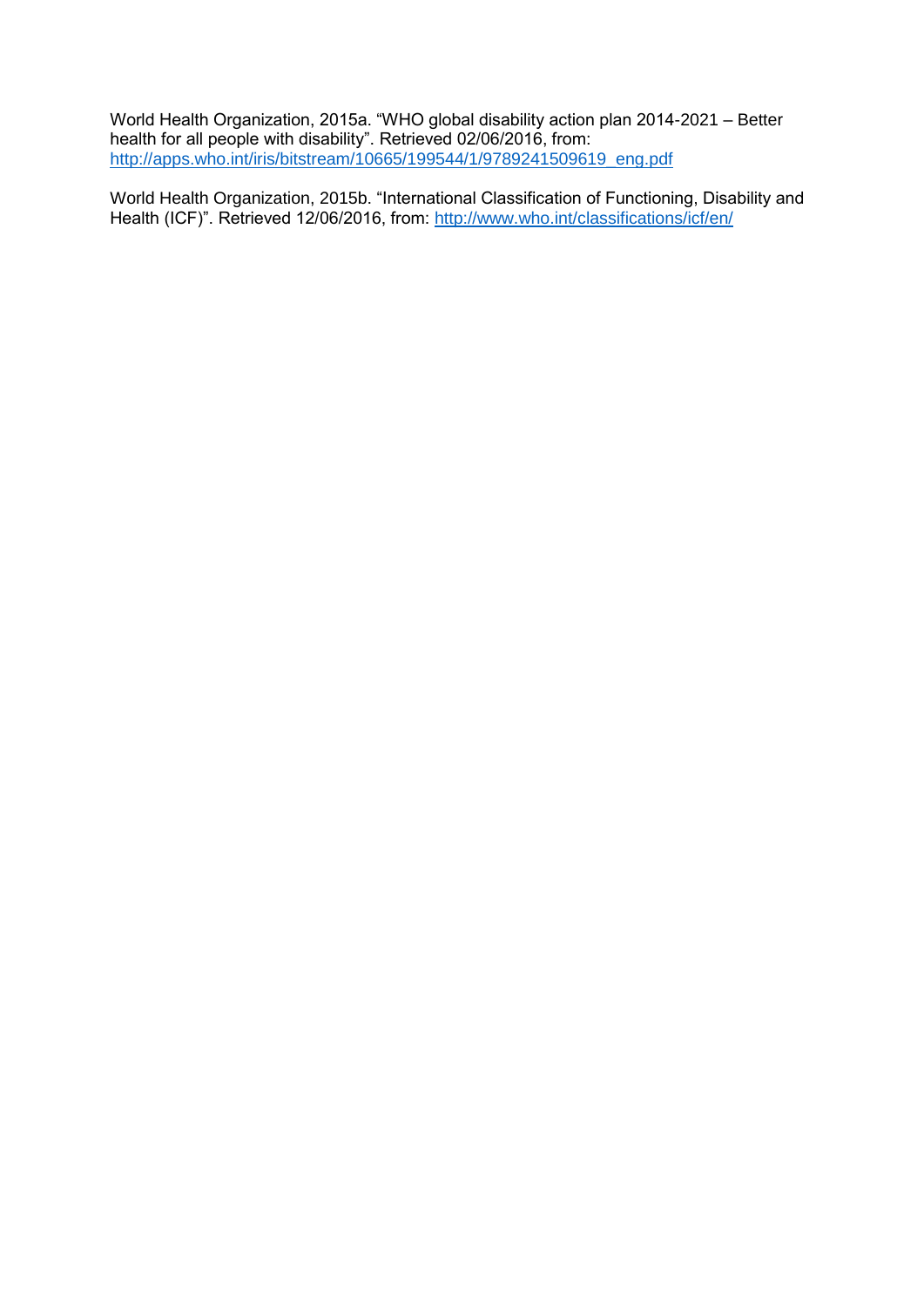World Health Organization, 2015a. “WHO global disability action plan 2014-2021 – Better health for all people with disability”. Retrieved 02/06/2016, from: http://apps.who.int/iris/bitstream/10665/199544/1/9789241509619_eng.pdf

World Health Organization, 2015b. “International Classification of Functioning, Disability and Health (ICF)”. Retrieved 12/06/2016, from: http://www.who.int/classifications/icf/en/